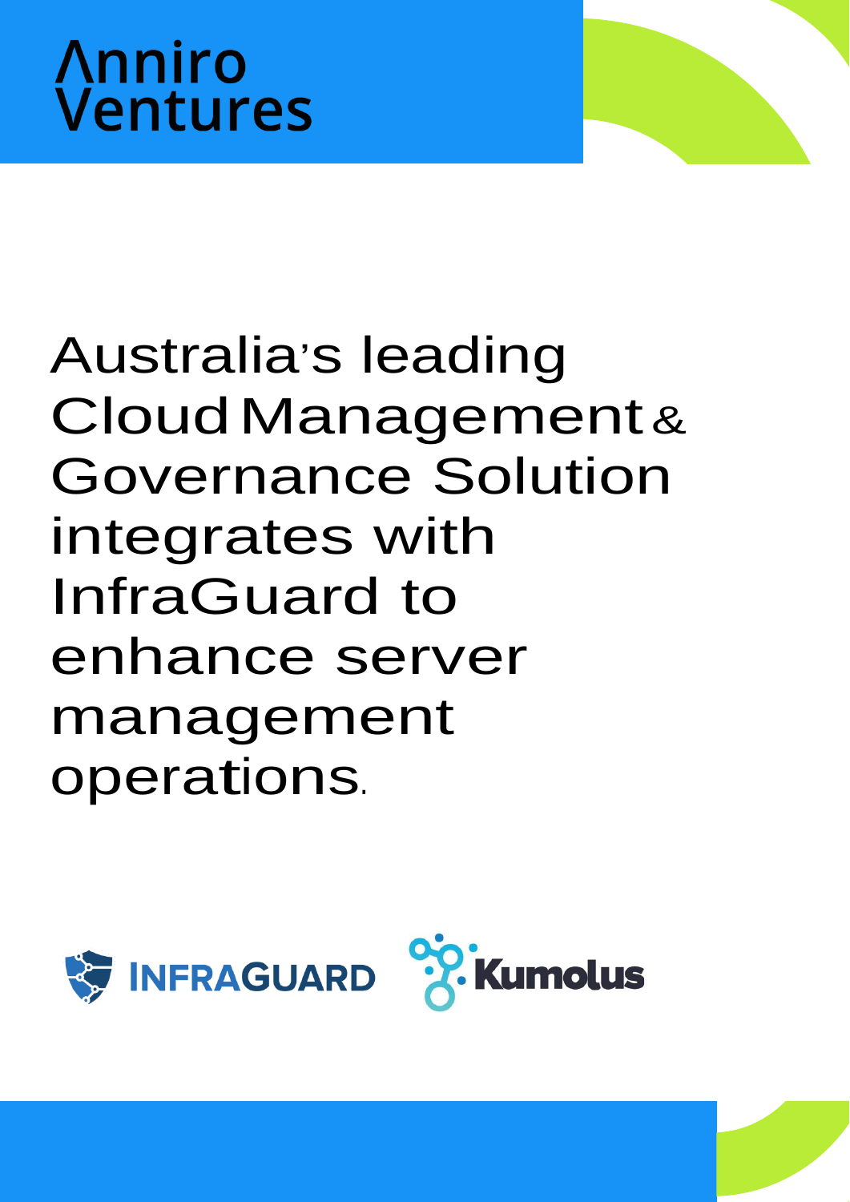Anniro Ventures

# Australia's leading Cloud Management & Governance Solution integrates with InfraGuard to enhance server management operations.

INFRAGUARD

Kumolus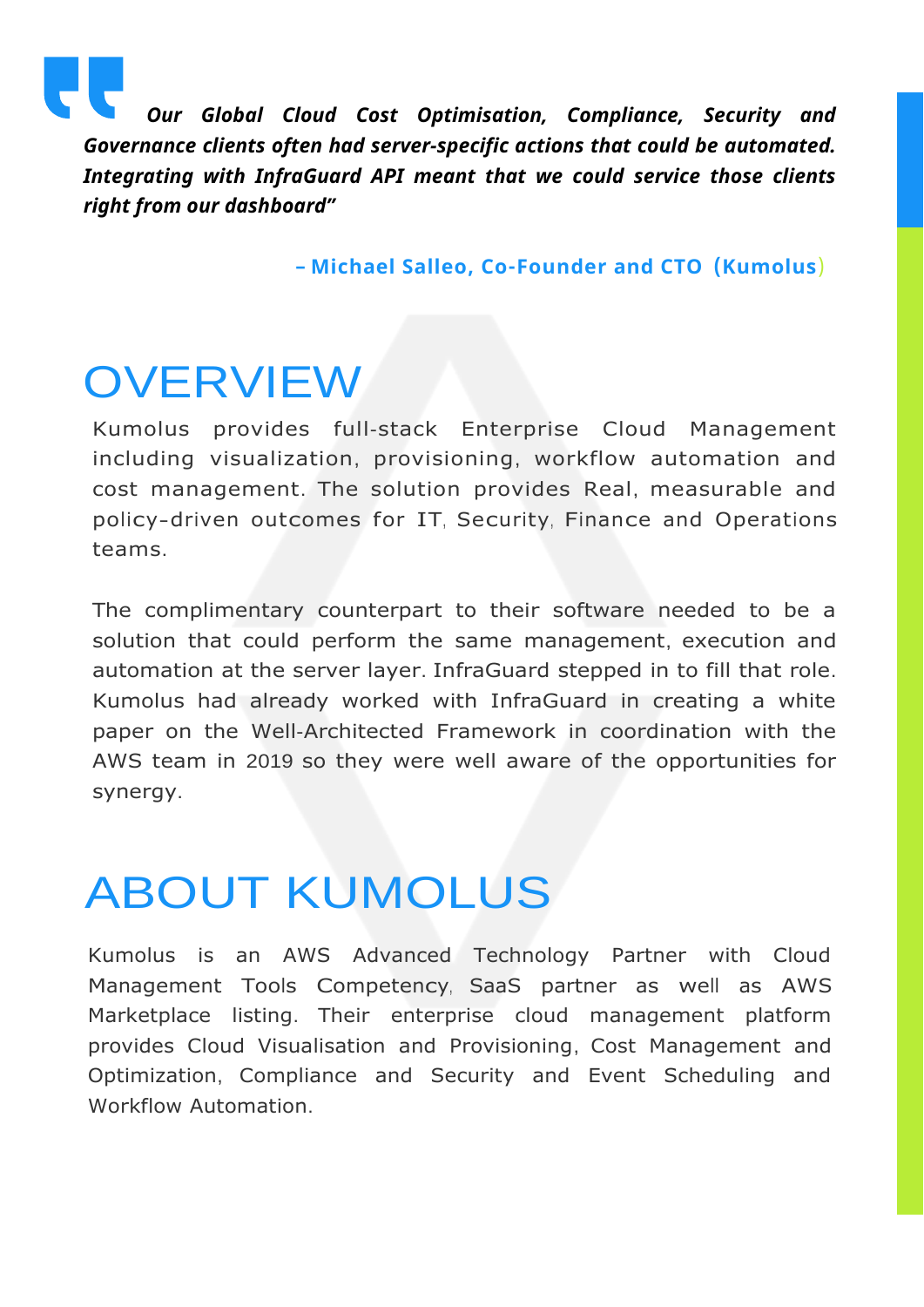> ***Our Global Cloud Cost Optimisation, Compliance, Security and Governance clients often had server-specific actions that could be automated. Integrating with InfraGuard API meant that we could service those clients right from our dashboard"***
>
> **– Michael Salleo, Co-Founder and CTO (Kumolus)**

# OVERVIEW

Kumolus provides full-stack Enterprise Cloud Management including visualization, provisioning, workflow automation and cost management. The solution provides Real, measurable and policy-driven outcomes for IT, Security, Finance and Operations teams.

The complimentary counterpart to their software needed to be a solution that could perform the same management, execution and automation at the server layer. InfraGuard stepped in to fill that role. Kumolus had already worked with InfraGuard in creating a white paper on the Well-Architected Framework in coordination with the AWS team in 2019 so they were well aware of the opportunities for synergy.

# ABOUT KUMOLUS

Kumolus is an AWS Advanced Technology Partner with Cloud Management Tools Competency, SaaS partner as well as AWS Marketplace listing. Their enterprise cloud management platform provides Cloud Visualisation and Provisioning, Cost Management and Optimization, Compliance and Security and Event Scheduling and Workflow Automation.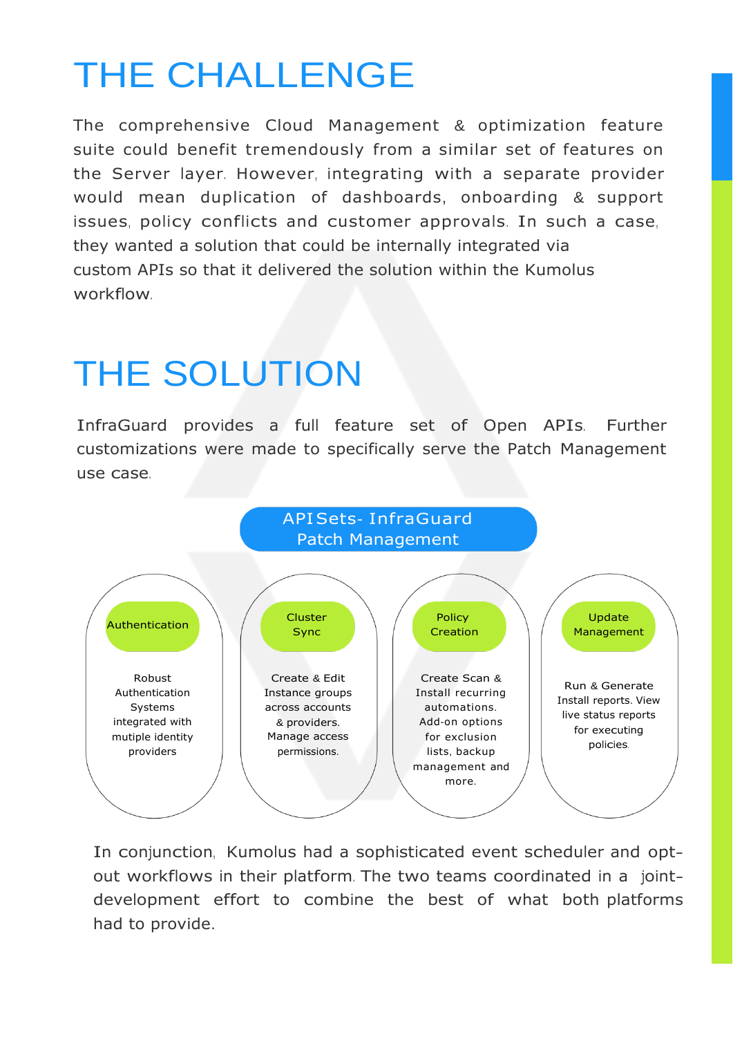# THE CHALLENGE

The comprehensive Cloud Management & optimization feature suite could benefit tremendously from a similar set of features on the Server layer. However, integrating with a separate provider would mean duplication of dashboards, onboarding & support issues, policy conflicts and customer approvals. In such a case, they wanted a solution that could be internally integrated via custom APIs so that it delivered the solution within the Kumolus workflow.

# THE SOLUTION

InfraGuard provides a full feature set of Open APIs. Further customizations were made to specifically serve the Patch Management use case.

**APISets- InfraGuard Patch Management**

- **Authentication**: Robust Authentication Systems integrated with mutiple identity providers
- **Cluster Sync**: Create & Edit Instance groups across accounts & providers. Manage access permissions.
- **Policy Creation**: Create Scan & Install recurring automations. Add-on options for exclusion lists, backup management and more.
- **Update Management**: Run & Generate Install reports. View live status reports for executing policies.

In conjunction, Kumolus had a sophisticated event scheduler and opt-out workflows in their platform. The two teams coordinated in a joint-development effort to combine the best of what both platforms had to provide.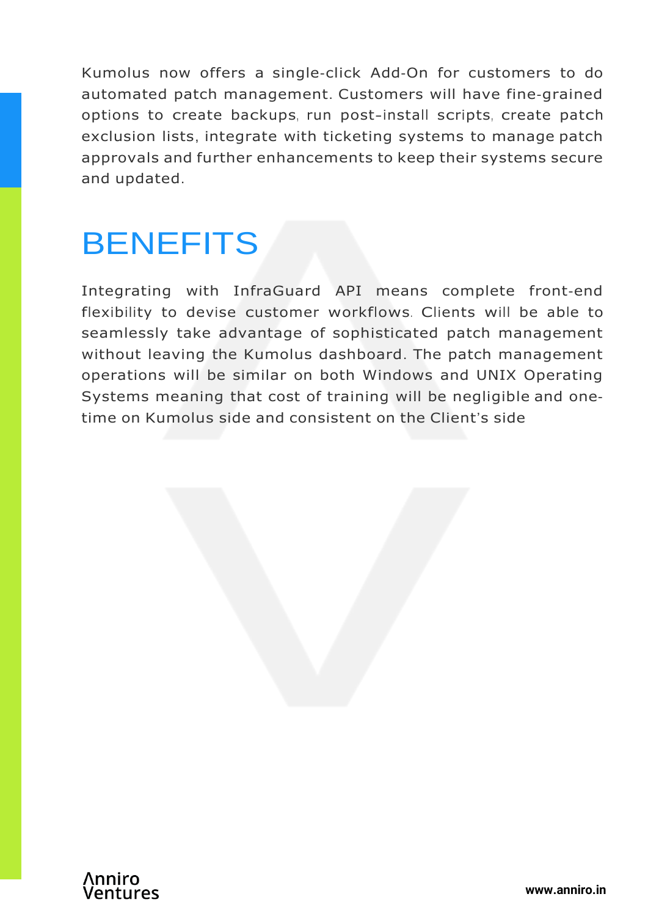Kumolus now offers a single-click Add-On for customers to do automated patch management. Customers will have fine-grained options to create backups, run post-install scripts, create patch exclusion lists, integrate with ticketing systems to manage patch approvals and further enhancements to keep their systems secure and updated.

# BENEFITS

Integrating with InfraGuard API means complete front-end flexibility to devise customer workflows. Clients will be able to seamlessly take advantage of sophisticated patch management without leaving the Kumolus dashboard. The patch management operations will be similar on both Windows and UNIX Operating Systems meaning that cost of training will be negligible and one-time on Kumolus side and consistent on the Client's side